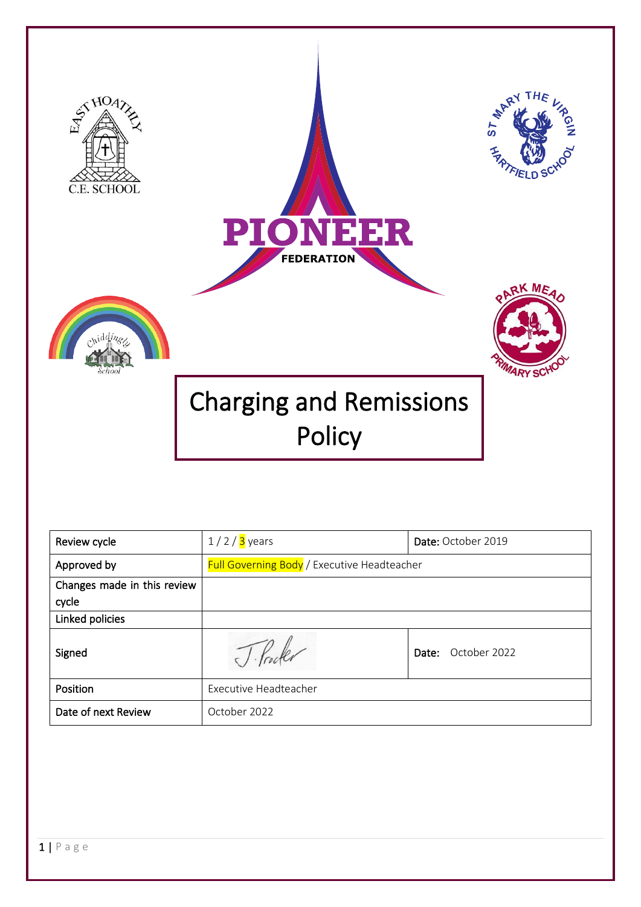PIONEER

FEDERATION

EAST HOATHLY C.E. SCHOOL

ST MARY THE VIRGIN HARTFIELD SCHOOL

Chiddingly School

PARK MEAD PRIMARY SCHOOL

# Charging and Remissions Policy

| Review cycle | 1 / 2 / 3 years | Date: October 2019 |
|---|---|---|
| Approved by | Full Governing Body / Executive Headteacher | |
| Changes made in this review cycle | | |
| Linked policies | | |
| Signed | J. Procter | Date: October 2022 |
| Position | Executive Headteacher | |
| Date of next Review | October 2022 | |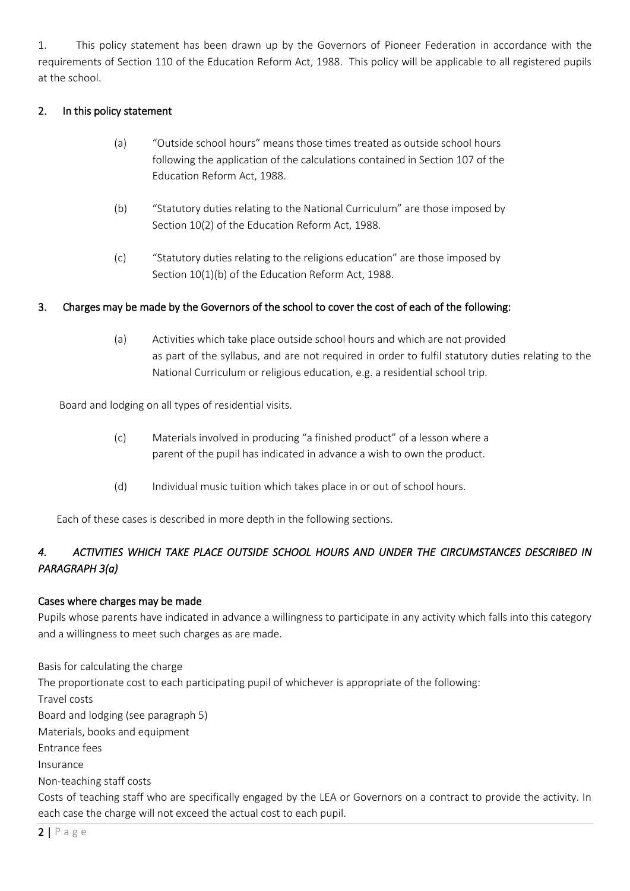1. This policy statement has been drawn up by the Governors of Pioneer Federation in accordance with the requirements of Section 110 of the Education Reform Act, 1988. This policy will be applicable to all registered pupils at the school.

**2. In this policy statement**

(a) "Outside school hours" means those times treated as outside school hours following the application of the calculations contained in Section 107 of the Education Reform Act, 1988.

(b) "Statutory duties relating to the National Curriculum" are those imposed by Section 10(2) of the Education Reform Act, 1988.

(c) "Statutory duties relating to the religions education" are those imposed by Section 10(1)(b) of the Education Reform Act, 1988.

**3. Charges may be made by the Governors of the school to cover the cost of each of the following:**

(a) Activities which take place outside school hours and which are not provided as part of the syllabus, and are not required in order to fulfil statutory duties relating to the National Curriculum or religious education, e.g. a residential school trip.

Board and lodging on all types of residential visits.

(c) Materials involved in producing "a finished product" of a lesson where a parent of the pupil has indicated in advance a wish to own the product.

(d) Individual music tuition which takes place in or out of school hours.

Each of these cases is described in more depth in the following sections.

*4. ACTIVITIES WHICH TAKE PLACE OUTSIDE SCHOOL HOURS AND UNDER THE CIRCUMSTANCES DESCRIBED IN PARAGRAPH 3(a)*

Cases where charges may be made

Pupils whose parents have indicated in advance a willingness to participate in any activity which falls into this category and a willingness to meet such charges as are made.

Basis for calculating the charge

The proportionate cost to each participating pupil of whichever is appropriate of the following:

Travel costs

Board and lodging (see paragraph 5)

Materials, books and equipment

Entrance fees

Insurance

Non-teaching staff costs

Costs of teaching staff who are specifically engaged by the LEA or Governors on a contract to provide the activity. In each case the charge will not exceed the actual cost to each pupil.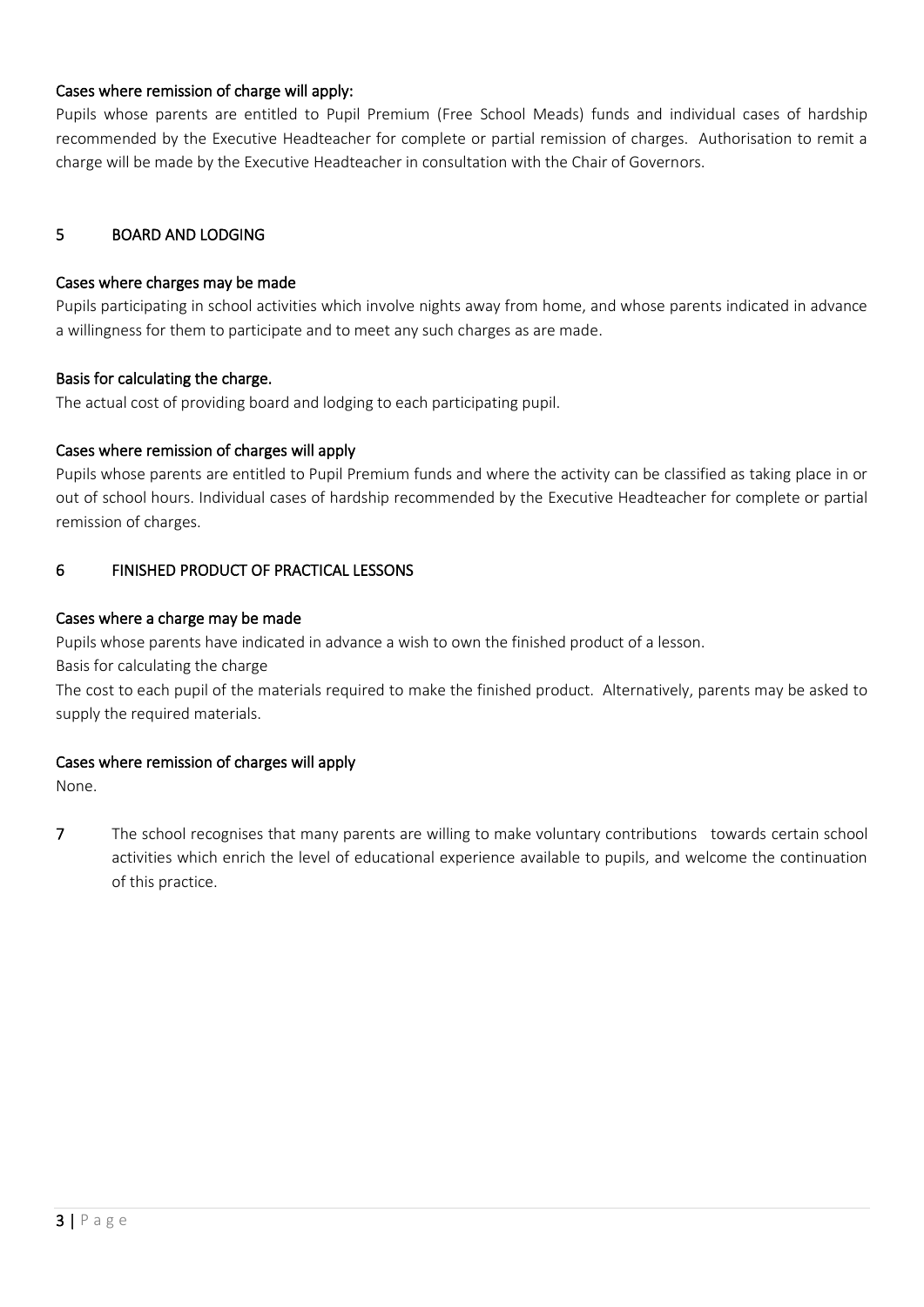### Cases where remission of charge will apply:

Pupils whose parents are entitled to Pupil Premium (Free School Meads) funds and individual cases of hardship recommended by the Executive Headteacher for complete or partial remission of charges. Authorisation to remit a charge will be made by the Executive Headteacher in consultation with the Chair of Governors.

## 5 BOARD AND LODGING

### Cases where charges may be made

Pupils participating in school activities which involve nights away from home, and whose parents indicated in advance a willingness for them to participate and to meet any such charges as are made.

### Basis for calculating the charge.

The actual cost of providing board and lodging to each participating pupil.

### Cases where remission of charges will apply

Pupils whose parents are entitled to Pupil Premium funds and where the activity can be classified as taking place in or out of school hours. Individual cases of hardship recommended by the Executive Headteacher for complete or partial remission of charges.

## 6 FINISHED PRODUCT OF PRACTICAL LESSONS

### Cases where a charge may be made

Pupils whose parents have indicated in advance a wish to own the finished product of a lesson.

Basis for calculating the charge

The cost to each pupil of the materials required to make the finished product. Alternatively, parents may be asked to supply the required materials.

### Cases where remission of charges will apply

None.

**7** The school recognises that many parents are willing to make voluntary contributions towards certain school activities which enrich the level of educational experience available to pupils, and welcome the continuation of this practice.